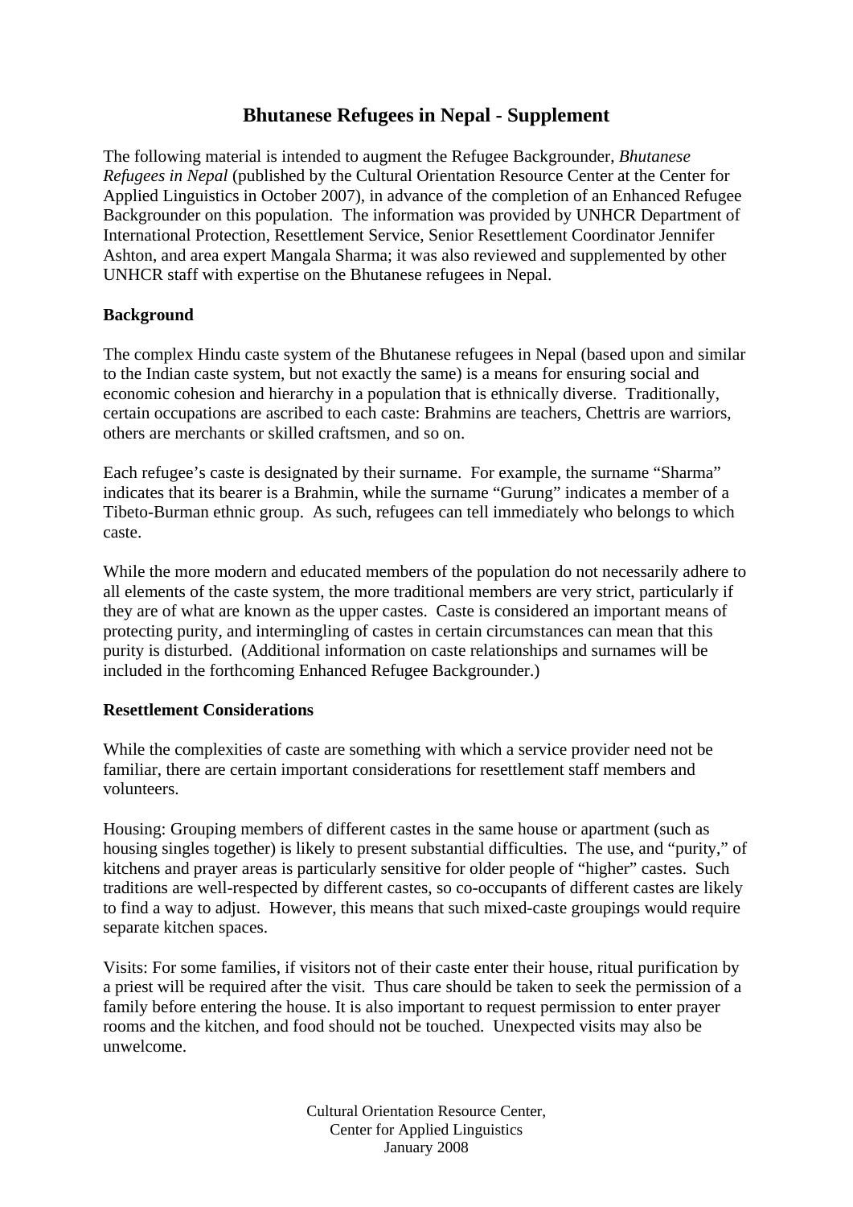# Bhutanese Refugees in Nepal - Supplement

The following material is intended to augment the Refugee Backgrounder, *Bhutanese Refugees in Nepal* (published by the Cultural Orientation Resource Center at the Center for Applied Linguistics in October 2007), in advance of the completion of an Enhanced Refugee Backgrounder on this population. The information was provided by UNHCR Department of International Protection, Resettlement Service, Senior Resettlement Coordinator Jennifer Ashton, and area expert Mangala Sharma; it was also reviewed and supplemented by other UNHCR staff with expertise on the Bhutanese refugees in Nepal.

**Background**

The complex Hindu caste system of the Bhutanese refugees in Nepal (based upon and similar to the Indian caste system, but not exactly the same) is a means for ensuring social and economic cohesion and hierarchy in a population that is ethnically diverse. Traditionally, certain occupations are ascribed to each caste: Brahmins are teachers, Chettris are warriors, others are merchants or skilled craftsmen, and so on.

Each refugee's caste is designated by their surname. For example, the surname "Sharma" indicates that its bearer is a Brahmin, while the surname "Gurung" indicates a member of a Tibeto-Burman ethnic group. As such, refugees can tell immediately who belongs to which caste.

While the more modern and educated members of the population do not necessarily adhere to all elements of the caste system, the more traditional members are very strict, particularly if they are of what are known as the upper castes. Caste is considered an important means of protecting purity, and intermingling of castes in certain circumstances can mean that this purity is disturbed. (Additional information on caste relationships and surnames will be included in the forthcoming Enhanced Refugee Backgrounder.)

**Resettlement Considerations**

While the complexities of caste are something with which a service provider need not be familiar, there are certain important considerations for resettlement staff members and volunteers.

Housing: Grouping members of different castes in the same house or apartment (such as housing singles together) is likely to present substantial difficulties. The use, and "purity," of kitchens and prayer areas is particularly sensitive for older people of "higher" castes. Such traditions are well-respected by different castes, so co-occupants of different castes are likely to find a way to adjust. However, this means that such mixed-caste groupings would require separate kitchen spaces.

Visits: For some families, if visitors not of their caste enter their house, ritual purification by a priest will be required after the visit. Thus care should be taken to seek the permission of a family before entering the house. It is also important to request permission to enter prayer rooms and the kitchen, and food should not be touched. Unexpected visits may also be unwelcome.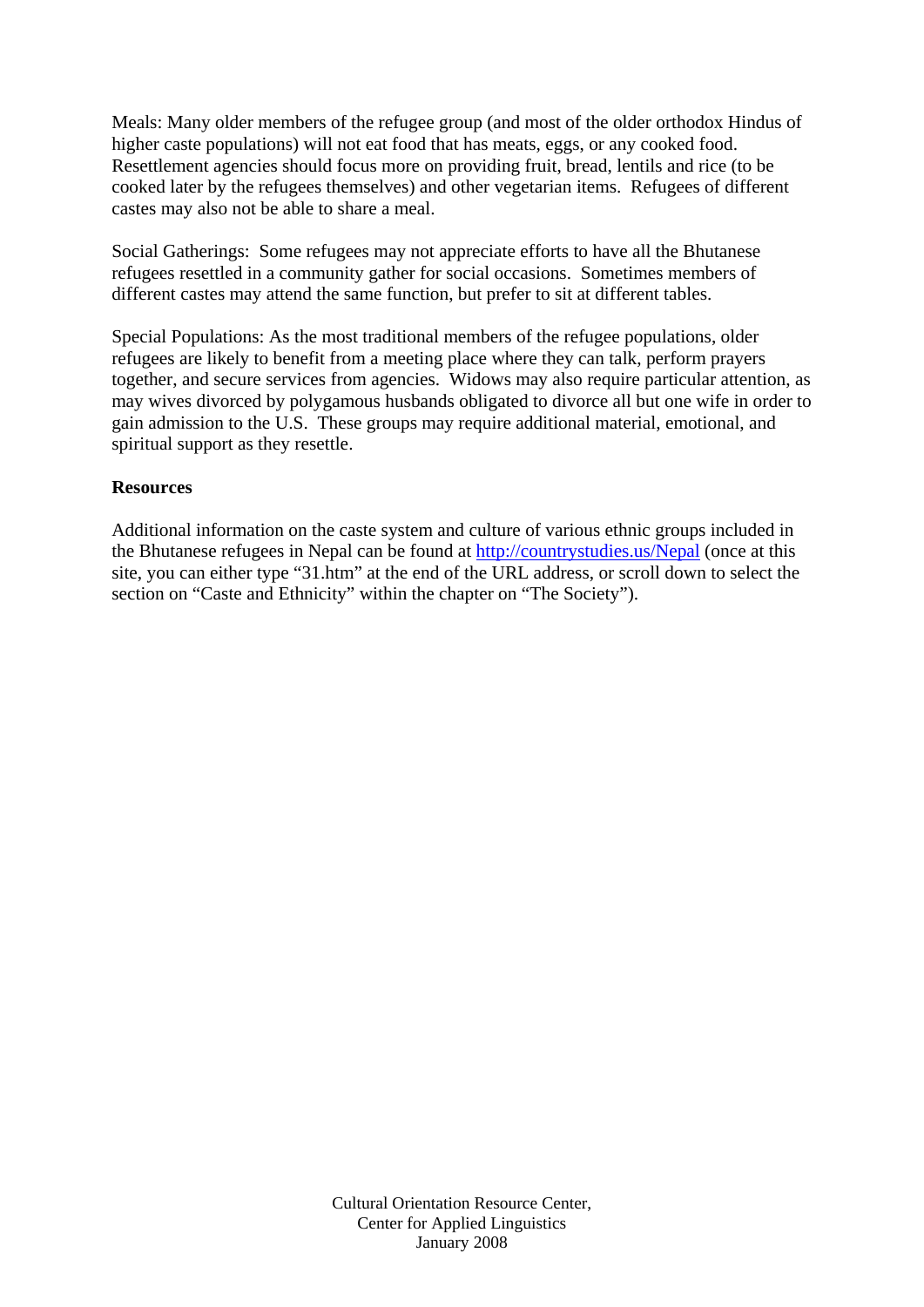Meals: Many older members of the refugee group (and most of the older orthodox Hindus of higher caste populations) will not eat food that has meats, eggs, or any cooked food. Resettlement agencies should focus more on providing fruit, bread, lentils and rice (to be cooked later by the refugees themselves) and other vegetarian items. Refugees of different castes may also not be able to share a meal.

Social Gatherings: Some refugees may not appreciate efforts to have all the Bhutanese refugees resettled in a community gather for social occasions. Sometimes members of different castes may attend the same function, but prefer to sit at different tables.

Special Populations: As the most traditional members of the refugee populations, older refugees are likely to benefit from a meeting place where they can talk, perform prayers together, and secure services from agencies. Widows may also require particular attention, as may wives divorced by polygamous husbands obligated to divorce all but one wife in order to gain admission to the U.S. These groups may require additional material, emotional, and spiritual support as they resettle.

**Resources**

Additional information on the caste system and culture of various ethnic groups included in the Bhutanese refugees in Nepal can be found at [http://countrystudies.us/Nepal](http://countrystudies.us/Nepal) (once at this site, you can either type "31.htm" at the end of the URL address, or scroll down to select the section on "Caste and Ethnicity" within the chapter on "The Society").

Cultural Orientation Resource Center,
Center for Applied Linguistics
January 2008